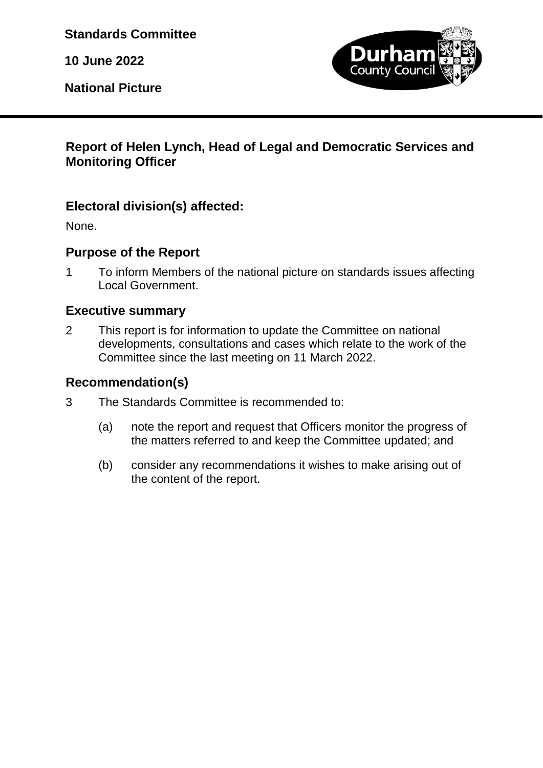**Standards Committee**

**10 June 2022**

**National Picture**

## Report of Helen Lynch, Head of Legal and Democratic Services and Monitoring Officer

### Electoral division(s) affected:

None.

### Purpose of the Report

1 To inform Members of the national picture on standards issues affecting Local Government.

### Executive summary

2 This report is for information to update the Committee on national developments, consultations and cases which relate to the work of the Committee since the last meeting on 11 March 2022.

### Recommendation(s)

3 The Standards Committee is recommended to:

(a) note the report and request that Officers monitor the progress of the matters referred to and keep the Committee updated; and

(b) consider any recommendations it wishes to make arising out of the content of the report.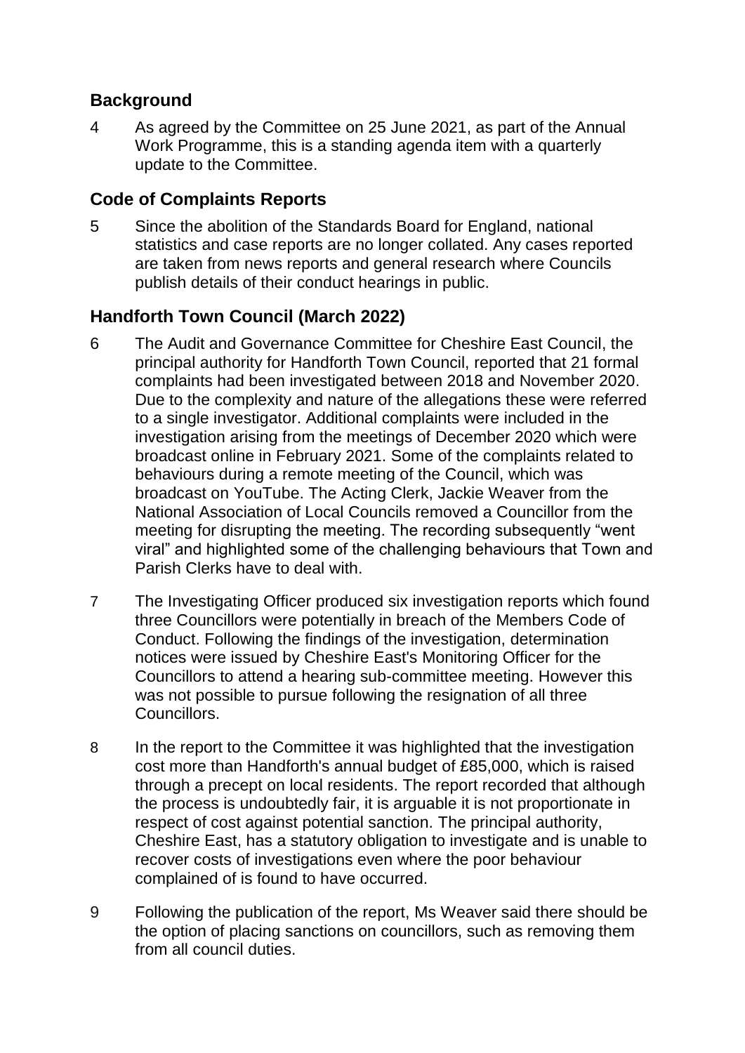## Background

4 As agreed by the Committee on 25 June 2021, as part of the Annual Work Programme, this is a standing agenda item with a quarterly update to the Committee.

## Code of Complaints Reports

5 Since the abolition of the Standards Board for England, national statistics and case reports are no longer collated. Any cases reported are taken from news reports and general research where Councils publish details of their conduct hearings in public.

## Handforth Town Council (March 2022)

6 The Audit and Governance Committee for Cheshire East Council, the principal authority for Handforth Town Council, reported that 21 formal complaints had been investigated between 2018 and November 2020. Due to the complexity and nature of the allegations these were referred to a single investigator. Additional complaints were included in the investigation arising from the meetings of December 2020 which were broadcast online in February 2021. Some of the complaints related to behaviours during a remote meeting of the Council, which was broadcast on YouTube. The Acting Clerk, Jackie Weaver from the National Association of Local Councils removed a Councillor from the meeting for disrupting the meeting. The recording subsequently "went viral" and highlighted some of the challenging behaviours that Town and Parish Clerks have to deal with.

7 The Investigating Officer produced six investigation reports which found three Councillors were potentially in breach of the Members Code of Conduct. Following the findings of the investigation, determination notices were issued by Cheshire East's Monitoring Officer for the Councillors to attend a hearing sub-committee meeting. However this was not possible to pursue following the resignation of all three Councillors.

8 In the report to the Committee it was highlighted that the investigation cost more than Handforth's annual budget of £85,000, which is raised through a precept on local residents. The report recorded that although the process is undoubtedly fair, it is arguable it is not proportionate in respect of cost against potential sanction. The principal authority, Cheshire East, has a statutory obligation to investigate and is unable to recover costs of investigations even where the poor behaviour complained of is found to have occurred.

9 Following the publication of the report, Ms Weaver said there should be the option of placing sanctions on councillors, such as removing them from all council duties.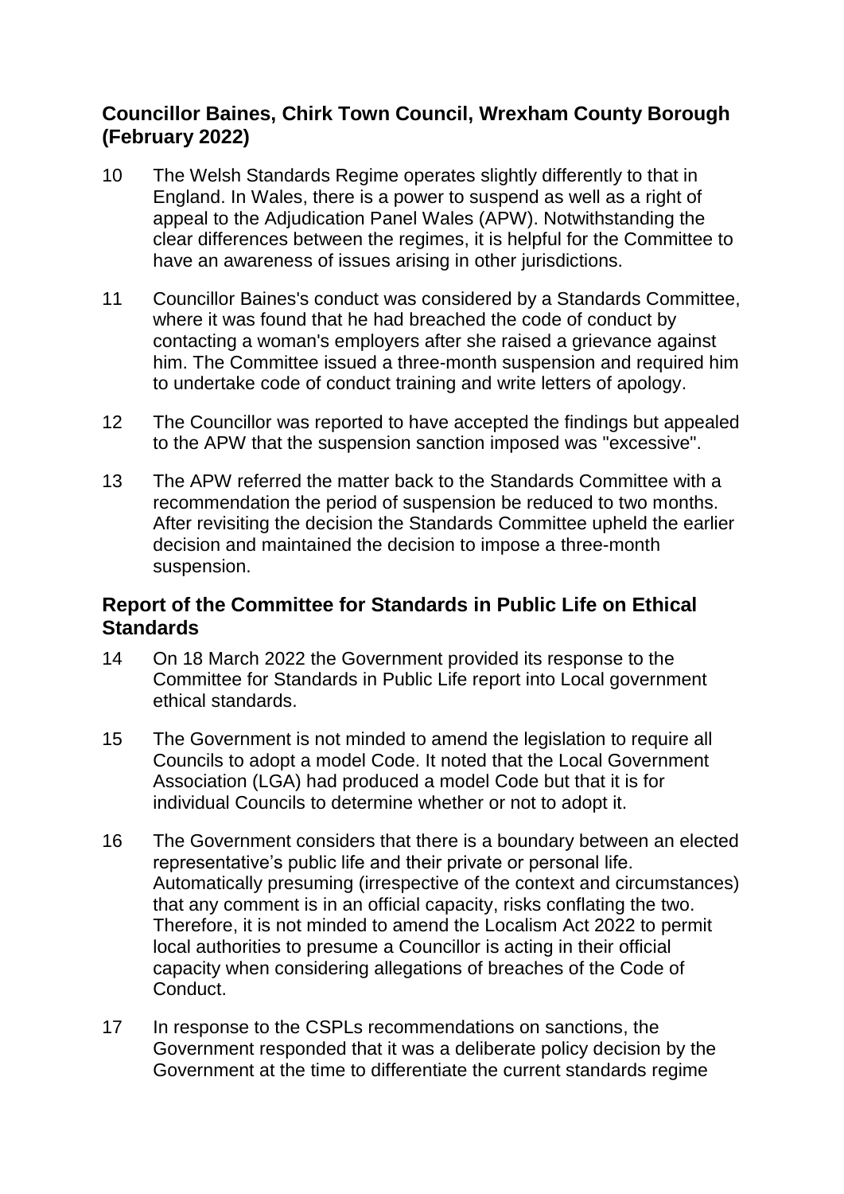## Councillor Baines, Chirk Town Council, Wrexham County Borough (February 2022)

10 The Welsh Standards Regime operates slightly differently to that in England. In Wales, there is a power to suspend as well as a right of appeal to the Adjudication Panel Wales (APW). Notwithstanding the clear differences between the regimes, it is helpful for the Committee to have an awareness of issues arising in other jurisdictions.

11 Councillor Baines's conduct was considered by a Standards Committee, where it was found that he had breached the code of conduct by contacting a woman's employers after she raised a grievance against him. The Committee issued a three-month suspension and required him to undertake code of conduct training and write letters of apology.

12 The Councillor was reported to have accepted the findings but appealed to the APW that the suspension sanction imposed was "excessive".

13 The APW referred the matter back to the Standards Committee with a recommendation the period of suspension be reduced to two months. After revisiting the decision the Standards Committee upheld the earlier decision and maintained the decision to impose a three-month suspension.

## Report of the Committee for Standards in Public Life on Ethical Standards

14 On 18 March 2022 the Government provided its response to the Committee for Standards in Public Life report into Local government ethical standards.

15 The Government is not minded to amend the legislation to require all Councils to adopt a model Code. It noted that the Local Government Association (LGA) had produced a model Code but that it is for individual Councils to determine whether or not to adopt it.

16 The Government considers that there is a boundary between an elected representative's public life and their private or personal life. Automatically presuming (irrespective of the context and circumstances) that any comment is in an official capacity, risks conflating the two. Therefore, it is not minded to amend the Localism Act 2022 to permit local authorities to presume a Councillor is acting in their official capacity when considering allegations of breaches of the Code of Conduct.

17 In response to the CSPLs recommendations on sanctions, the Government responded that it was a deliberate policy decision by the Government at the time to differentiate the current standards regime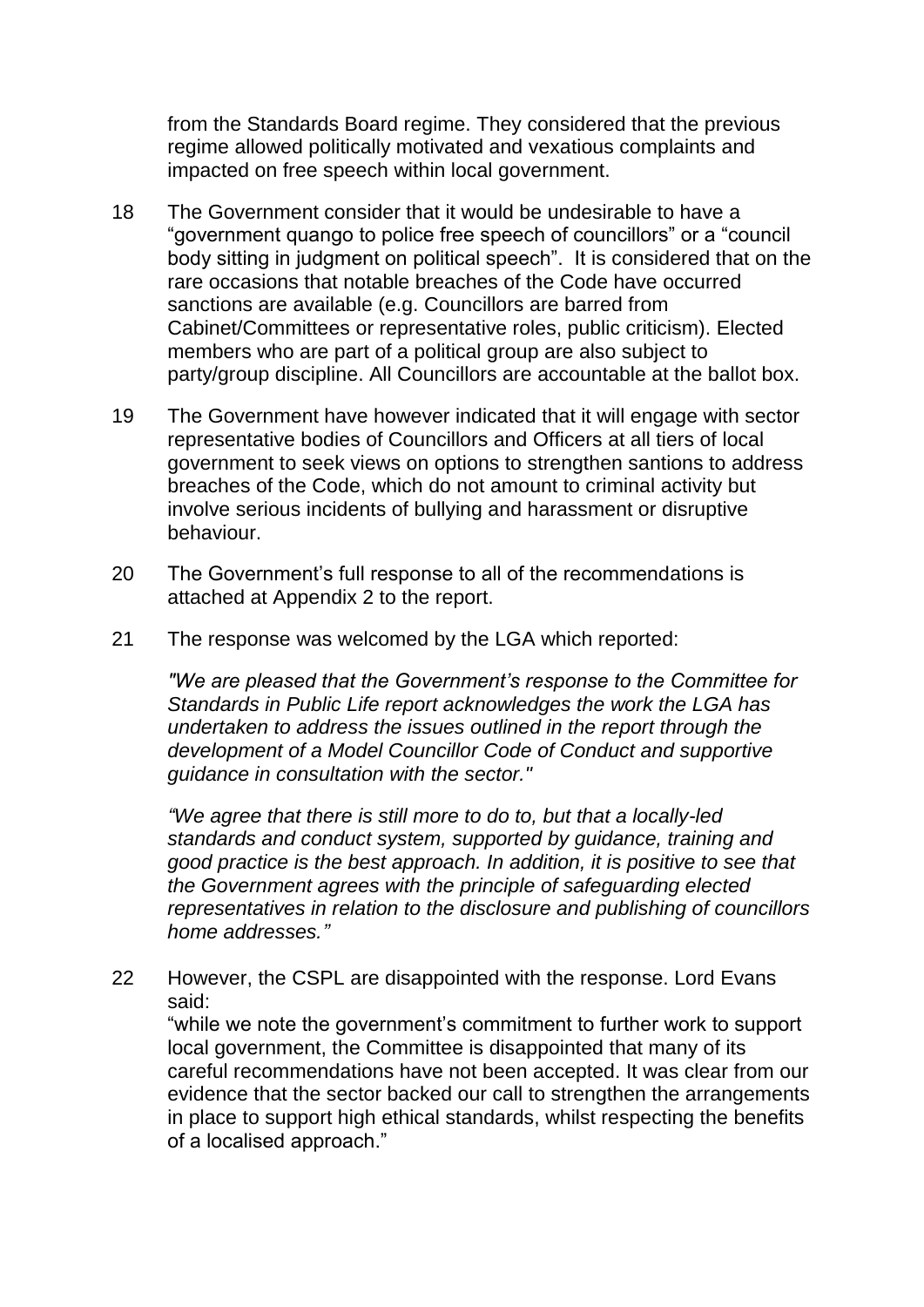from the Standards Board regime. They considered that the previous regime allowed politically motivated and vexatious complaints and impacted on free speech within local government.

18 The Government consider that it would be undesirable to have a "government quango to police free speech of councillors" or a "council body sitting in judgment on political speech". It is considered that on the rare occasions that notable breaches of the Code have occurred sanctions are available (e.g. Councillors are barred from Cabinet/Committees or representative roles, public criticism). Elected members who are part of a political group are also subject to party/group discipline. All Councillors are accountable at the ballot box.

19 The Government have however indicated that it will engage with sector representative bodies of Councillors and Officers at all tiers of local government to seek views on options to strengthen santions to address breaches of the Code, which do not amount to criminal activity but involve serious incidents of bullying and harassment or disruptive behaviour.

20 The Government's full response to all of the recommendations is attached at Appendix 2 to the report.

21 The response was welcomed by the LGA which reported:

*"We are pleased that the Government's response to the Committee for Standards in Public Life report acknowledges the work the LGA has undertaken to address the issues outlined in the report through the development of a Model Councillor Code of Conduct and supportive guidance in consultation with the sector."*

*"We agree that there is still more to do to, but that a locally-led standards and conduct system, supported by guidance, training and good practice is the best approach. In addition, it is positive to see that the Government agrees with the principle of safeguarding elected representatives in relation to the disclosure and publishing of councillors home addresses."*

22 However, the CSPL are disappointed with the response. Lord Evans said:
"while we note the government's commitment to further work to support local government, the Committee is disappointed that many of its careful recommendations have not been accepted. It was clear from our evidence that the sector backed our call to strengthen the arrangements in place to support high ethical standards, whilst respecting the benefits of a localised approach."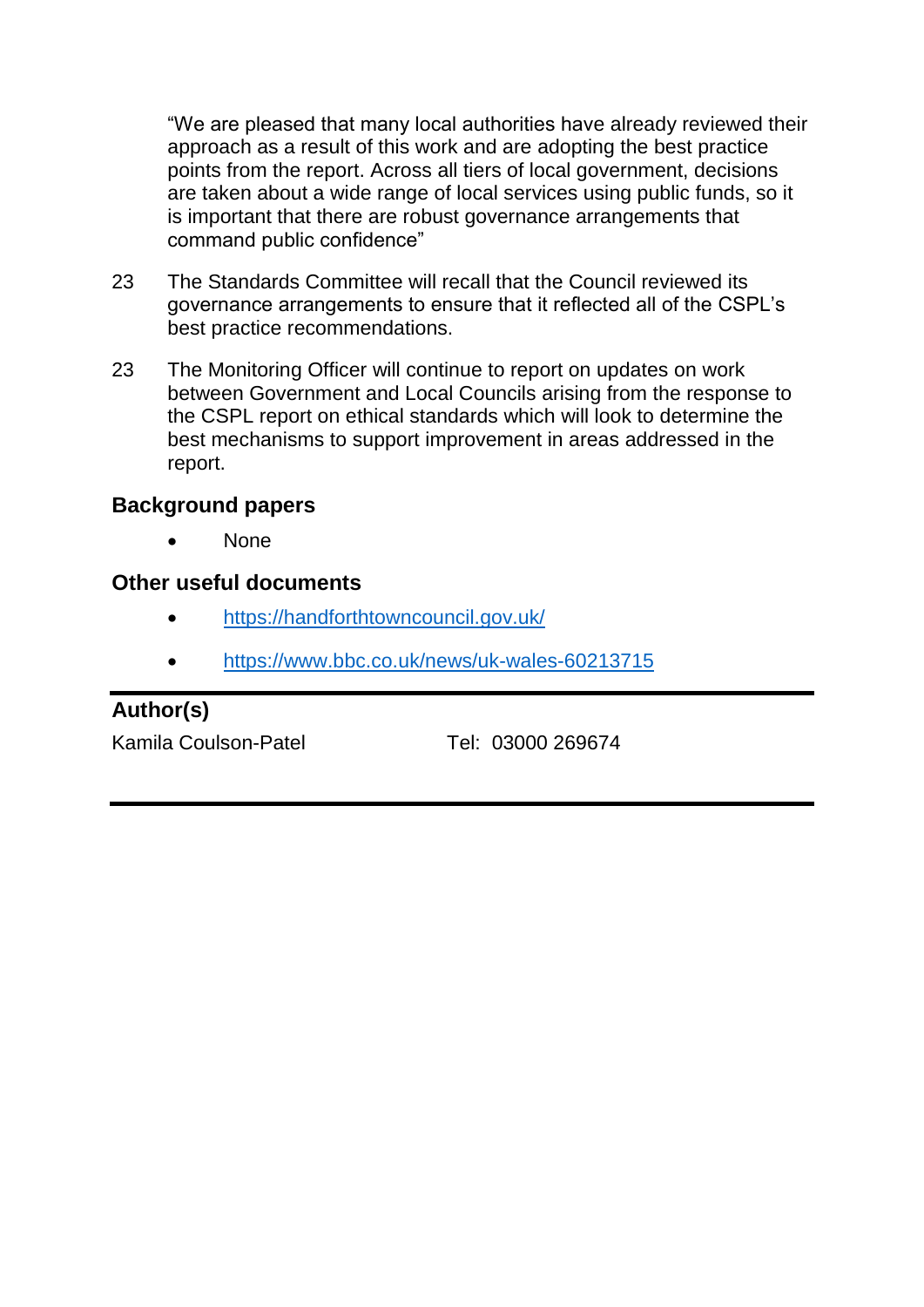“We are pleased that many local authorities have already reviewed their approach as a result of this work and are adopting the best practice points from the report. Across all tiers of local government, decisions are taken about a wide range of local services using public funds, so it is important that there are robust governance arrangements that command public confidence”

23 The Standards Committee will recall that the Council reviewed its governance arrangements to ensure that it reflected all of the CSPL’s best practice recommendations.

23 The Monitoring Officer will continue to report on updates on work between Government and Local Councils arising from the response to the CSPL report on ethical standards which will look to determine the best mechanisms to support improvement in areas addressed in the report.

## Background papers

- None

## Other useful documents

- https://handforthtowncouncil.gov.uk/
- https://www.bbc.co.uk/news/uk-wales-60213715

---

**Author(s)**

Kamila Coulson-Patel Tel: 03000 269674

---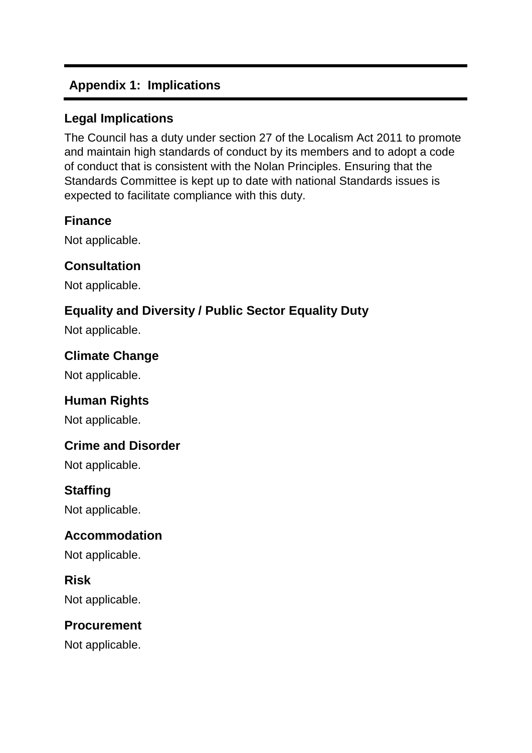## Appendix 1: Implications

### Legal Implications

The Council has a duty under section 27 of the Localism Act 2011 to promote and maintain high standards of conduct by its members and to adopt a code of conduct that is consistent with the Nolan Principles. Ensuring that the Standards Committee is kept up to date with national Standards issues is expected to facilitate compliance with this duty.

### Finance

Not applicable.

### Consultation

Not applicable.

### Equality and Diversity / Public Sector Equality Duty

Not applicable.

### Climate Change

Not applicable.

### Human Rights

Not applicable.

### Crime and Disorder

Not applicable.

### Staffing

Not applicable.

### Accommodation

Not applicable.

### Risk

Not applicable.

### Procurement

Not applicable.